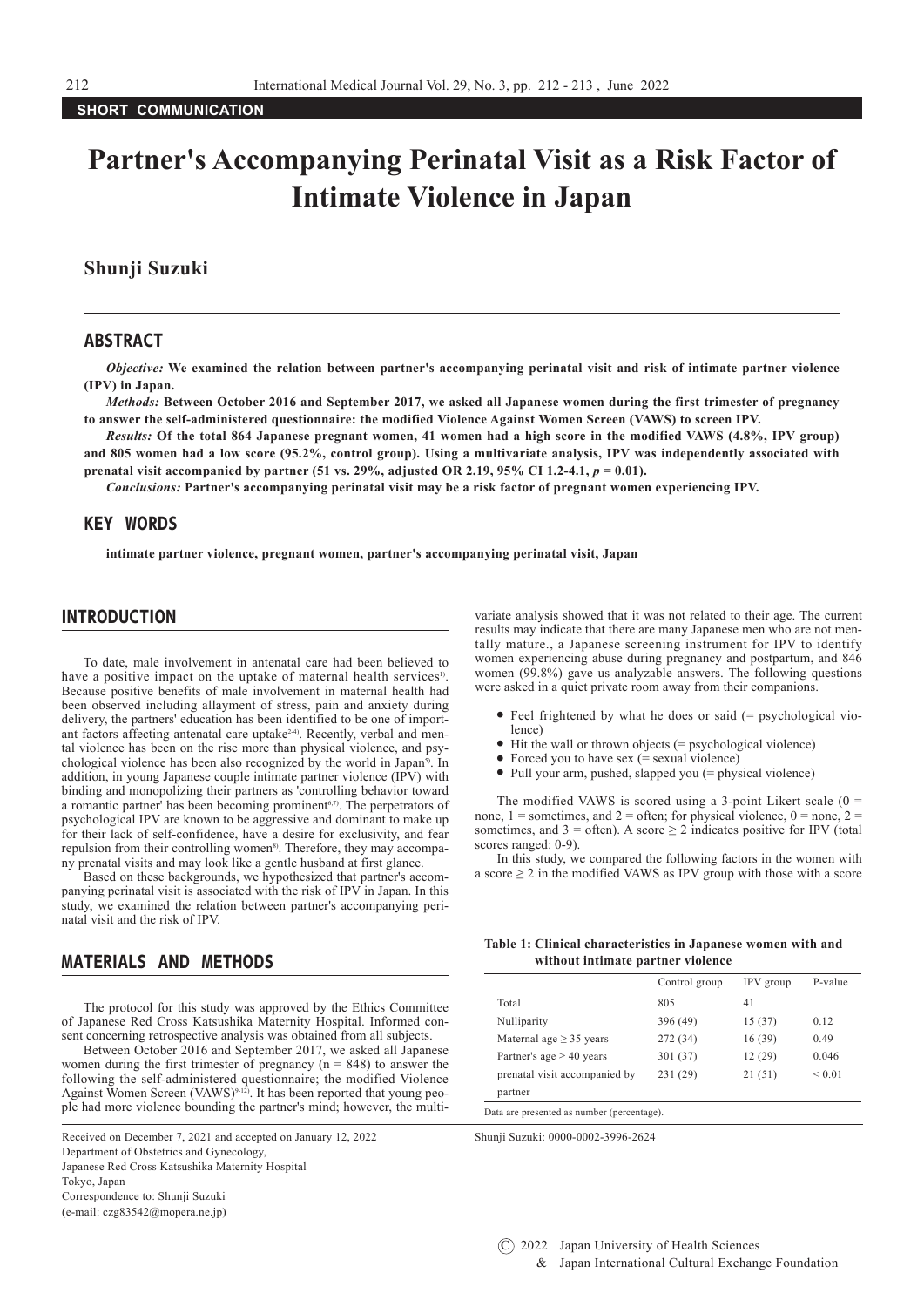SHORT COMMUNICATION

# Partner's Accompanying Perinatal Visit as a Risk Factor of Intimate Violence in Japan

## Shunji Suzuki

## ABSTRACT

***Objective:*** **We examined the relation between partner's accompanying perinatal visit and risk of intimate partner violence (IPV) in Japan.**

***Methods:*** **Between October 2016 and September 2017, we asked all Japanese women during the first trimester of pregnancy to answer the self-administered questionnaire: the modified Violence Against Women Screen (VAWS) to screen IPV.**

***Results:*** **Of the total 864 Japanese pregnant women, 41 women had a high score in the modified VAWS (4.8%, IPV group) and 805 women had a low score (95.2%, control group). Using a multivariate analysis, IPV was independently associated with prenatal visit accompanied by partner (51 vs. 29%, adjusted OR 2.19, 95% CI 1.2-4.1, *p* = 0.01).**

***Conclusions:*** **Partner's accompanying perinatal visit may be a risk factor of pregnant women experiencing IPV.**

## KEY WORDS

**intimate partner violence, pregnant women, partner's accompanying perinatal visit, Japan**

## INTRODUCTION

To date, male involvement in antenatal care had been believed to have a positive impact on the uptake of maternal health services[1]. Because positive benefits of male involvement in maternal health had been observed including allayment of stress, pain and anxiety during delivery, the partners' education has been identified to be one of important factors affecting antenatal care uptake[2-4]. Recently, verbal and mental violence has been on the rise more than physical violence, and psychological violence has been also recognized by the world in Japan[5]. In addition, in young Japanese couple intimate partner violence (IPV) with binding and monopolizing their partners as 'controlling behavior toward a romantic partner' has been becoming prominent[6,7]. The perpetrators of psychological IPV are known to be aggressive and dominant to make up for their lack of self-confidence, have a desire for exclusivity, and fear repulsion from their controlling women[8]. Therefore, they may accompany prenatal visits and may look like a gentle husband at first glance.

Based on these backgrounds, we hypothesized that partner's accompanying perinatal visit is associated with the risk of IPV in Japan. In this study, we examined the relation between partner's accompanying perinatal visit and the risk of IPV.

## MATERIALS AND METHODS

The protocol for this study was approved by the Ethics Committee of Japanese Red Cross Katsushika Maternity Hospital. Informed consent concerning retrospective analysis was obtained from all subjects.

Between October 2016 and September 2017, we asked all Japanese women during the first trimester of pregnancy (n = 848) to answer the following the self-administered questionnaire; the modified Violence Against Women Screen (VAWS)[9-12]. It has been reported that young people had more violence bounding the partner's mind; however, the multivariate analysis showed that it was not related to their age. The current results may indicate that there are many Japanese men who are not mentally mature., a Japanese screening instrument for IPV to identify women experiencing abuse during pregnancy and postpartum, and 846 women (99.8%) gave us analyzable answers. The following questions were asked in a quiet private room away from their companions.

- Feel frightened by what he does or said (= psychological violence)
- Hit the wall or thrown objects (= psychological violence)
- Forced you to have sex (= sexual violence)
- Pull your arm, pushed, slapped you (= physical violence)

The modified VAWS is scored using a 3-point Likert scale (0 = none, 1 = sometimes, and 2 = often; for physical violence, 0 = none, 2 = sometimes, and 3 = often). A score ≥ 2 indicates positive for IPV (total scores ranged: 0-9).

In this study, we compared the following factors in the women with a score ≥ 2 in the modified VAWS as IPV group with those with a score

**Table 1: Clinical characteristics in Japanese women with and without intimate partner violence**

| | Control group | IPV group | P-value |
|---|---|---|---|
| Total | 805 | 41 | |
| Nulliparity | 396 (49) | 15 (37) | 0.12 |
| Maternal age ≥ 35 years | 272 (34) | 16 (39) | 0.49 |
| Partner's age ≥ 40 years | 301 (37) | 12 (29) | 0.046 |
| prenatal visit accompanied by partner | 231 (29) | 21 (51) | < 0.01 |

Data are presented as number (percentage).

Received on December 7, 2021 and accepted on January 12, 2022
Department of Obstetrics and Gynecology,
Japanese Red Cross Katsushika Maternity Hospital
Tokyo, Japan
Correspondence to: Shunji Suzuki
(e-mail: czg83542@mopera.ne.jp)

Shunji Suzuki: 0000-0002-3996-2624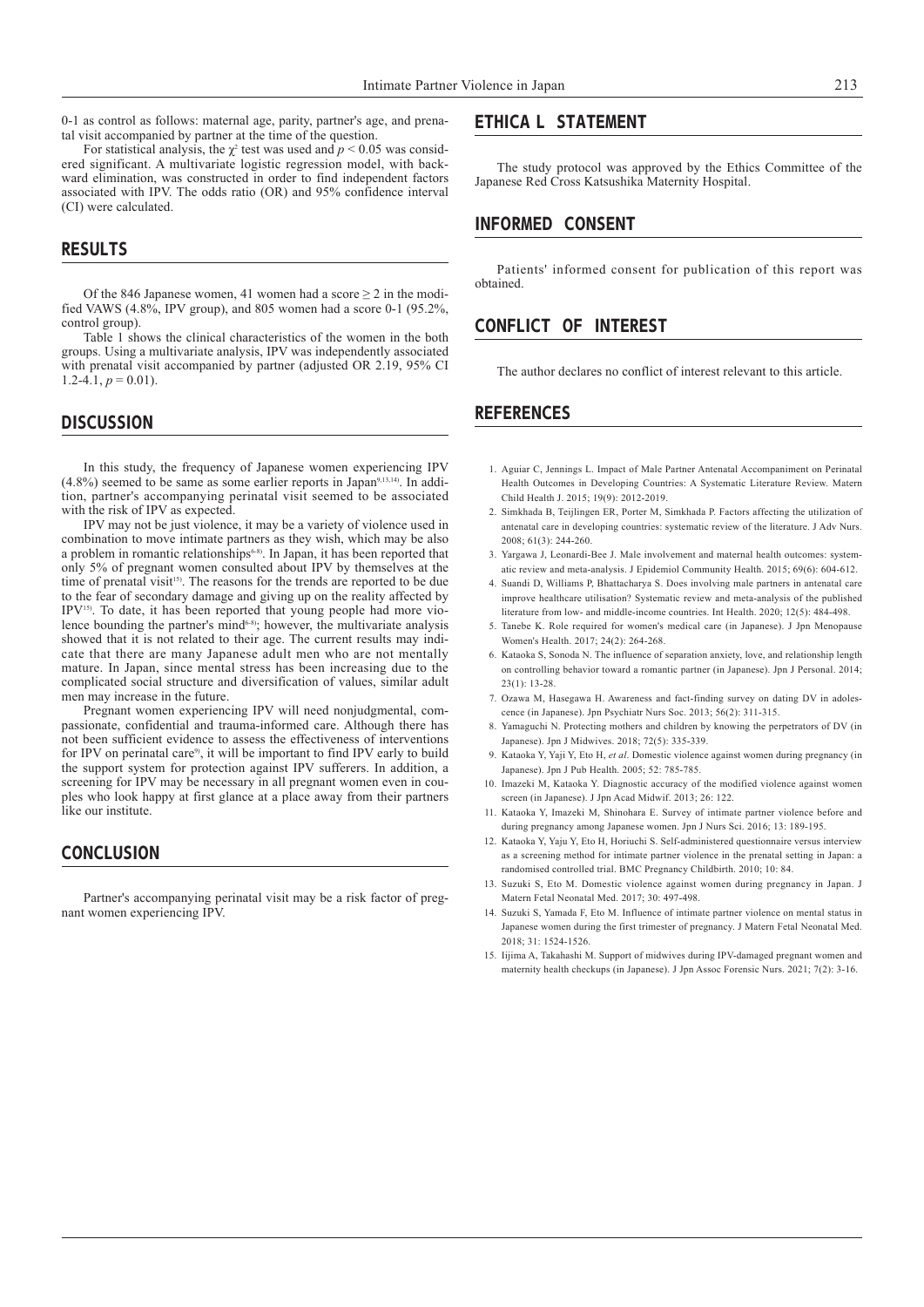0-1 as control as follows: maternal age, parity, partner's age, and prenatal visit accompanied by partner at the time of the question.

For statistical analysis, the $\chi^2$ test was used and $p < 0.05$ was considered significant. A multivariate logistic regression model, with backward elimination, was constructed in order to find independent factors associated with IPV. The odds ratio (OR) and 95% confidence interval (CI) were calculated.

## RESULTS

Of the 846 Japanese women, 41 women had a score $\geq 2$ in the modified VAWS (4.8%, IPV group), and 805 women had a score 0-1 (95.2%, control group).

Table 1 shows the clinical characteristics of the women in the both groups. Using a multivariate analysis, IPV was independently associated with prenatal visit accompanied by partner (adjusted OR 2.19, 95% CI 1.2-4.1, $p = 0.01$).

## DISCUSSION

In this study, the frequency of Japanese women experiencing IPV (4.8%) seemed to be same as some earlier reports in Japan[9,13,14]. In addition, partner's accompanying perinatal visit seemed to be associated with the risk of IPV as expected.

IPV may not be just violence, it may be a variety of violence used in combination to move intimate partners as they wish, which may be also a problem in romantic relationships[6-8]. In Japan, it has been reported that only 5% of pregnant women consulted about IPV by themselves at the time of prenatal visit[15]. The reasons for the trends are reported to be due to the fear of secondary damage and giving up on the reality affected by IPV[15]. To date, it has been reported that young people had more violence bounding the partner's mind[6-8]; however, the multivariate analysis showed that it is not related to their age. The current results may indicate that there are many Japanese adult men who are not mentally mature. In Japan, since mental stress has been increasing due to the complicated social structure and diversification of values, similar adult men may increase in the future.

Pregnant women experiencing IPV will need nonjudgmental, compassionate, confidential and trauma-informed care. Although there has not been sufficient evidence to assess the effectiveness of interventions for IPV on perinatal care[9], it will be important to find IPV early to build the support system for protection against IPV sufferers. In addition, a screening for IPV may be necessary in all pregnant women even in couples who look happy at first glance at a place away from their partners like our institute.

## CONCLUSION

Partner's accompanying perinatal visit may be a risk factor of pregnant women experiencing IPV.

## ETHICAL STATEMENT

The study protocol was approved by the Ethics Committee of the Japanese Red Cross Katsushika Maternity Hospital.

## INFORMED CONSENT

Patients' informed consent for publication of this report was obtained.

## CONFLICT OF INTEREST

The author declares no conflict of interest relevant to this article.

## REFERENCES

1. Aguiar C, Jennings L. Impact of Male Partner Antenatal Accompaniment on Perinatal Health Outcomes in Developing Countries: A Systematic Literature Review. Matern Child Health J. 2015; 19(9): 2012-2019.
2. Simkhada B, Teijlingen ER, Porter M, Simkhada P. Factors affecting the utilization of antenatal care in developing countries: systematic review of the literature. J Adv Nurs. 2008; 61(3): 244-260.
3. Yargawa J, Leonardi-Bee J. Male involvement and maternal health outcomes: systematic review and meta-analysis. J Epidemiol Community Health. 2015; 69(6): 604-612.
4. Suandi D, Williams P, Bhattacharya S. Does involving male partners in antenatal care improve healthcare utilisation? Systematic review and meta-analysis of the published literature from low- and middle-income countries. Int Health. 2020; 12(5): 484-498.
5. Tanebe K. Role required for women's medical care (in Japanese). J Jpn Menopause Women's Health. 2017; 24(2): 264-268.
6. Kataoka S, Sonoda N. The influence of separation anxiety, love, and relationship length on controlling behavior toward a romantic partner (in Japanese). Jpn J Personal. 2014; 23(1): 13-28.
7. Ozawa M, Hasegawa H. Awareness and fact-finding survey on dating DV in adolescence (in Japanese). Jpn Psychiatr Nurs Soc. 2013; 56(2): 311-315.
8. Yamaguchi N. Protecting mothers and children by knowing the perpetrators of DV (in Japanese). Jpn J Midwives. 2018; 72(5): 335-339.
9. Kataoka Y, Yaji Y, Eto H, *et al*. Domestic violence against women during pregnancy (in Japanese). Jpn J Pub Health. 2005; 52: 785-785.
10. Imazeki M, Kataoka Y. Diagnostic accuracy of the modified violence against women screen (in Japanese). J Jpn Acad Midwif. 2013; 26: 122.
11. Kataoka Y, Imazeki M, Shinohara E. Survey of intimate partner violence before and during pregnancy among Japanese women. Jpn J Nurs Sci. 2016; 13: 189-195.
12. Kataoka Y, Yaju Y, Eto H, Horiuchi S. Self-administered questionnaire versus interview as a screening method for intimate partner violence in the prenatal setting in Japan: a randomised controlled trial. BMC Pregnancy Childbirth. 2010; 10: 84.
13. Suzuki S, Eto M. Domestic violence against women during pregnancy in Japan. J Matern Fetal Neonatal Med. 2017; 30: 497-498.
14. Suzuki S, Yamada F, Eto M. Influence of intimate partner violence on mental status in Japanese women during the first trimester of pregnancy. J Matern Fetal Neonatal Med. 2018; 31: 1524-1526.
15. Iijima A, Takahashi M. Support of midwives during IPV-damaged pregnant women and maternity health checkups (in Japanese). J Jpn Assoc Forensic Nurs. 2021; 7(2): 3-16.